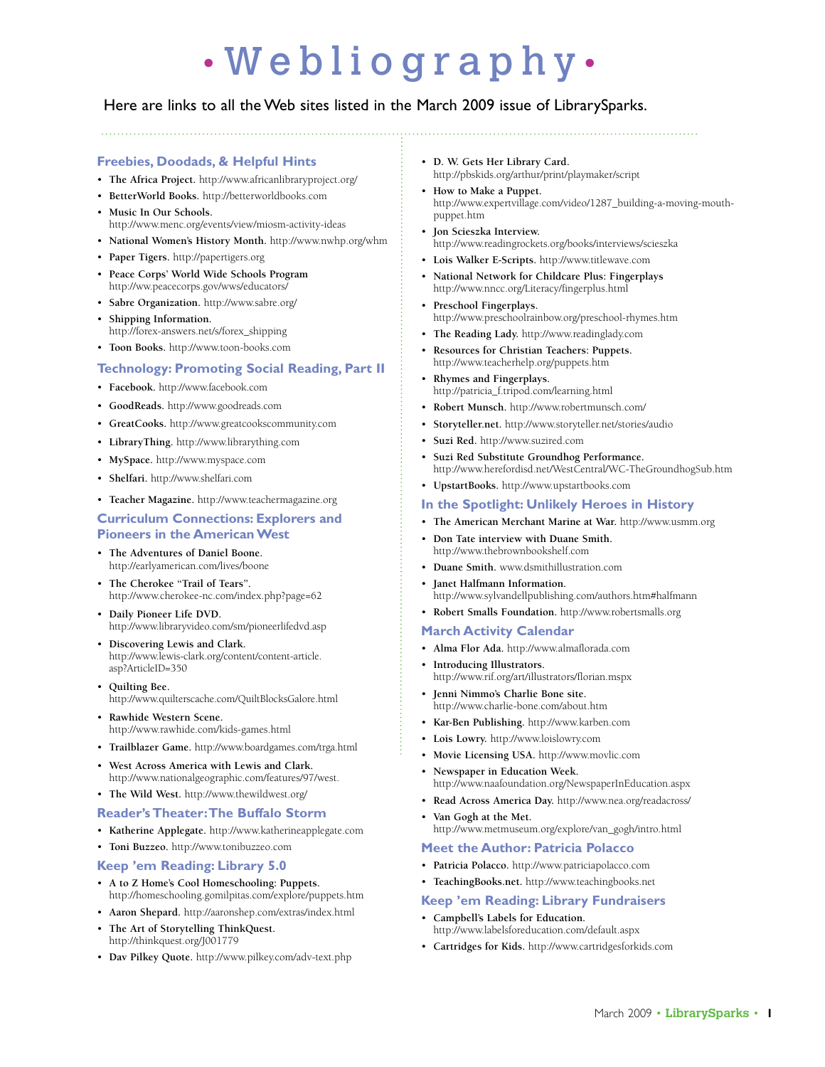# Webliography

Here are links to all the Web sites listed in the March 2009 issue of LibrarySparks.

## Freebies, Doodads, & Helpful Hints

- **The Africa Project.** http://www.africanlibraryproject.org/
- **BetterWorld Books.** http://betterworldbooks.com
- **Music In Our Schools.** http://www.menc.org/events/view/miosm-activity-ideas
- **National Women's History Month.** http://www.nwhp.org/whm
- **Paper Tigers.** http://papertigers.org
- **Peace Corps' World Wide Schools Program** http://ww.peacecorps.gov/wws/educators/
- **Sabre Organization.** http://www.sabre.org/
- **Shipping Information.** http://forex-answers.net/s/forex_shipping
- **Toon Books.** http://www.toon-books.com

## Technology: Promoting Social Reading, Part II

- **Facebook.** http://www.facebook.com
- **GoodReads.** http://www.goodreads.com
- **GreatCooks.** http://www.greatcookscommunity.com
- **LibraryThing.** http://www.librarything.com
- **MySpace.** http://www.myspace.com
- **Shelfari.** http://www.shelfari.com
- **Teacher Magazine.** http://www.teachermagazine.org

## Curriculum Connections: Explorers and Pioneers in the American West

- **The Adventures of Daniel Boone.** http://earlyamerican.com/lives/boone
- **The Cherokee "Trail of Tears".** http://www.cherokee-nc.com/index.php?page=62
- **Daily Pioneer Life DVD.** http://www.libraryvideo.com/sm/pioneerlifedvd.asp
- **Discovering Lewis and Clark.** http://www.lewis-clark.org/content/content-article.asp?ArticleID=350
- **Quilting Bee.** http://www.quilterscache.com/QuiltBlocksGalore.html
- **Rawhide Western Scene.** http://www.rawhide.com/kids-games.html
- **Trailblazer Game.** http://www.boardgames.com/trga.html
- **West Across America with Lewis and Clark.** http://www.nationalgeographic.com/features/97/west.
- **The Wild West.** http://www.thewildwest.org/

## Reader's Theater: The Buffalo Storm

- **Katherine Applegate.** http://www.katherineapplegate.com
- **Toni Buzzeo.** http://www.tonibuzzeo.com

## Keep 'em Reading: Library 5.0

- **A to Z Home's Cool Homeschooling: Puppets.** http://homeschooling.gomilpitas.com/explore/puppets.htm
- **Aaron Shepard.** http://aaronshep.com/extras/index.html
- **The Art of Storytelling ThinkQuest.** http://thinkquest.org/J001779
- **Dav Pilkey Quote.** http://www.pilkey.com/adv-text.php
- **D. W. Gets Her Library Card.** http://pbskids.org/arthur/print/playmaker/script
- **How to Make a Puppet.** http://www.expertvillage.com/video/1287_building-a-moving-mouth-puppet.htm
- **Jon Scieszka Interview.** http://www.readingrockets.org/books/interviews/scieszka
- **Lois Walker E-Scripts.** http://www.titlewave.com
- **National Network for Childcare Plus: Fingerplays** http://www.nncc.org/Literacy/fingerplus.html
- **Preschool Fingerplays.** http://www.preschoolrainbow.org/preschool-rhymes.htm
- **The Reading Lady.** http://www.readinglady.com
- **Resources for Christian Teachers: Puppets.** http://www.teacherhelp.org/puppets.htm
- **Rhymes and Fingerplays.** http://patricia_f.tripod.com/learning.html
- **Robert Munsch.** http://www.robertmunsch.com/
- **Storyteller.net.** http://www.storyteller.net/stories/audio
- **Suzi Red.** http://www.suzired.com
- **Suzi Red Substitute Groundhog Performance.** http://www.herefordisd.net/WestCentral/WC-TheGroundhogSub.htm
- **UpstartBooks.** http://www.upstartbooks.com

## In the Spotlight: Unlikely Heroes in History

- **The American Merchant Marine at War.** http://www.usmm.org
- **Don Tate interview with Duane Smith.** http://www.thebrownbookshelf.com
- **Duane Smith.** www.dsmithillustration.com
- **Janet Halfmann Information.** http://www.sylvandellpublishing.com/authors.htm#halfmann
- **Robert Smalls Foundation.** http://www.robertsmalls.org

## March Activity Calendar

- **Alma Flor Ada.** http://www.almaflorada.com
- **Introducing Illustrators.** http://www.rif.org/art/illustrators/florian.mspx
- **Jenni Nimmo's Charlie Bone site.** http://www.charlie-bone.com/about.htm
- **Kar-Ben Publishing.** http://www.karben.com
- **Lois Lowry.** http://www.loislowry.com
- **Movie Licensing USA.** http://www.movlic.com
- **Newspaper in Education Week.** http://www.naafoundation.org/NewspaperInEducation.aspx
- **Read Across America Day.** http://www.nea.org/readacross/
- **Van Gogh at the Met.** http://www.metmuseum.org/explore/van_gogh/intro.html

## Meet the Author: Patricia Polacco

- **Patricia Polacco.** http://www.patriciapolacco.com
- **TeachingBooks.net.** http://www.teachingbooks.net

## Keep 'em Reading: Library Fundraisers

- **Campbell's Labels for Education.** http://www.labelsforeducation.com/default.aspx
- **Cartridges for Kids.** http://www.cartridgesforkids.com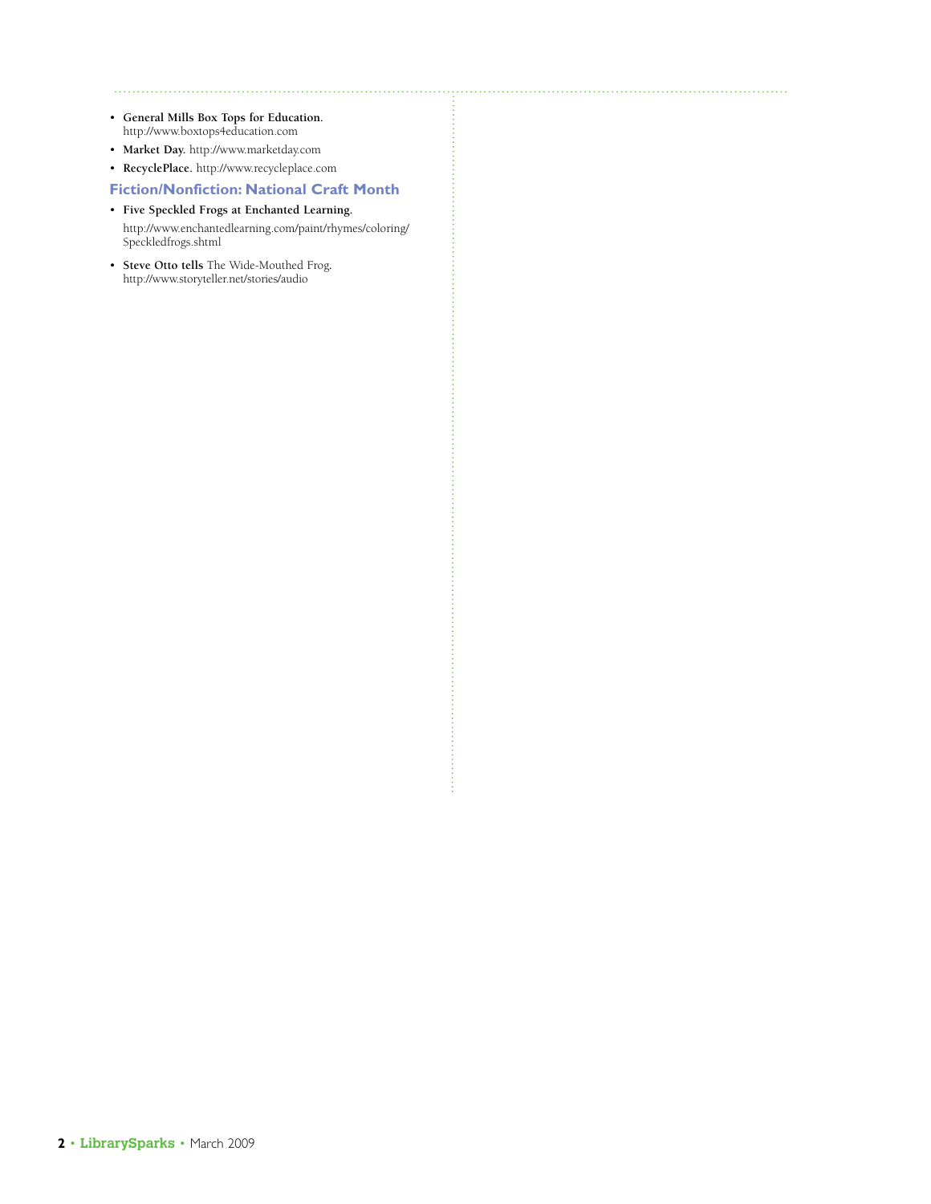- **General Mills Box Tops for Education.** http://www.boxtops4education.com
- **Market Day.** http://www.marketday.com
- **RecyclePlace.** http://www.recycleplace.com

## Fiction/Nonfiction: National Craft Month

- **Five Speckled Frogs at Enchanted Learning.** http://www.enchantedlearning.com/paint/rhymes/coloring/Speckledfrogs.shtml
- **Steve Otto tells** The Wide-Mouthed Frog. http://www.storyteller.net/stories/audio